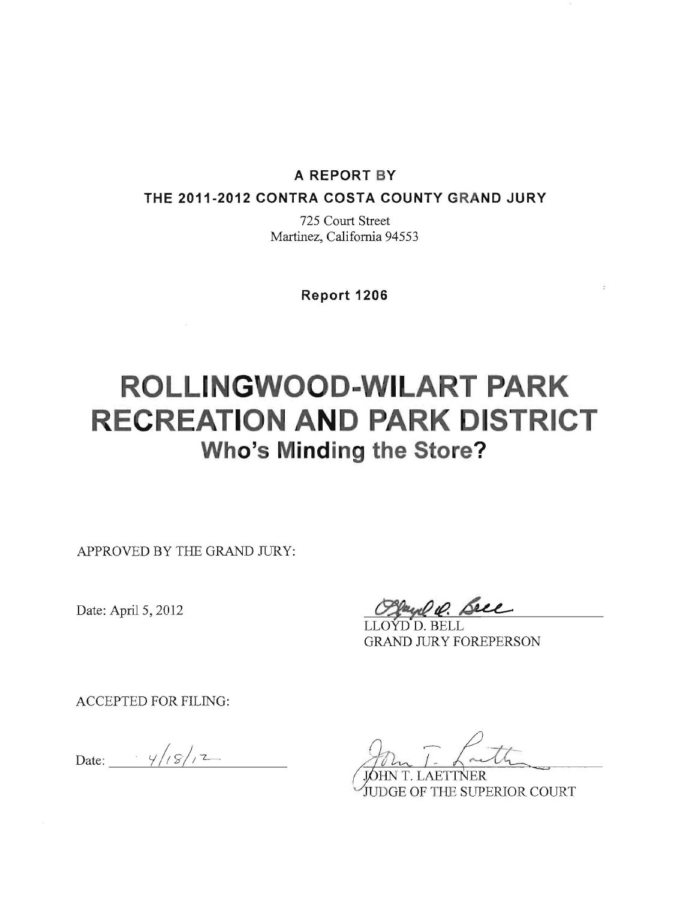**A REPORT BY**

**THE 2011-2012 CONTRA COSTA COUNTY GRAND JURY**

725 Court Street
Martinez, California 94553

**Report 1206**

# ROLLINGWOOD-WILART PARK RECREATION AND PARK DISTRICT

## Who's Minding the Store?

APPROVED BY THE GRAND JURY:

Date: April 5, 2012

LLOYD D. BELL
GRAND JURY FOREPERSON

ACCEPTED FOR FILING:

Date: 4/18/12

JOHN T. LAETTNER
JUDGE OF THE SUPERIOR COURT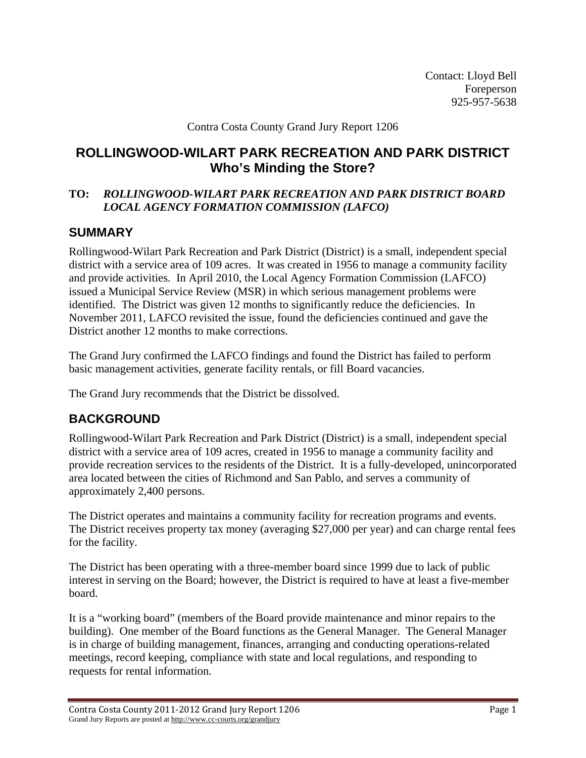Contact: Lloyd Bell
Foreperson
925-957-5638

Contra Costa County Grand Jury Report 1206

# ROLLINGWOOD-WILART PARK RECREATION AND PARK DISTRICT
## Who's Minding the Store?

**TO:** ***ROLLINGWOOD-WILART PARK RECREATION AND PARK DISTRICT BOARD***
***LOCAL AGENCY FORMATION COMMISSION (LAFCO)***

## SUMMARY

Rollingwood-Wilart Park Recreation and Park District (District) is a small, independent special district with a service area of 109 acres. It was created in 1956 to manage a community facility and provide activities. In April 2010, the Local Agency Formation Commission (LAFCO) issued a Municipal Service Review (MSR) in which serious management problems were identified. The District was given 12 months to significantly reduce the deficiencies. In November 2011, LAFCO revisited the issue, found the deficiencies continued and gave the District another 12 months to make corrections.

The Grand Jury confirmed the LAFCO findings and found the District has failed to perform basic management activities, generate facility rentals, or fill Board vacancies.

The Grand Jury recommends that the District be dissolved.

## BACKGROUND

Rollingwood-Wilart Park Recreation and Park District (District) is a small, independent special district with a service area of 109 acres, created in 1956 to manage a community facility and provide recreation services to the residents of the District. It is a fully-developed, unincorporated area located between the cities of Richmond and San Pablo, and serves a community of approximately 2,400 persons.

The District operates and maintains a community facility for recreation programs and events. The District receives property tax money (averaging $27,000 per year) and can charge rental fees for the facility.

The District has been operating with a three-member board since 1999 due to lack of public interest in serving on the Board; however, the District is required to have at least a five-member board.

It is a "working board" (members of the Board provide maintenance and minor repairs to the building). One member of the Board functions as the General Manager. The General Manager is in charge of building management, finances, arranging and conducting operations-related meetings, record keeping, compliance with state and local regulations, and responding to requests for rental information.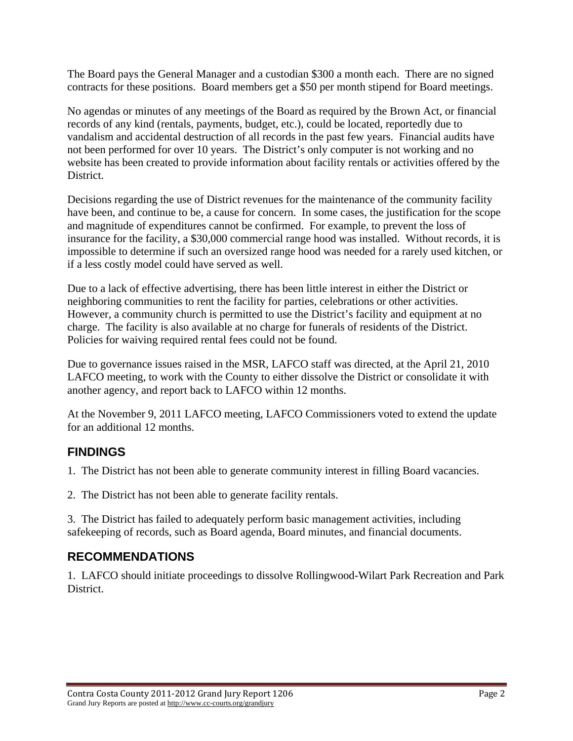The Board pays the General Manager and a custodian $300 a month each. There are no signed contracts for these positions. Board members get a $50 per month stipend for Board meetings.

No agendas or minutes of any meetings of the Board as required by the Brown Act, or financial records of any kind (rentals, payments, budget, etc.), could be located, reportedly due to vandalism and accidental destruction of all records in the past few years. Financial audits have not been performed for over 10 years. The District's only computer is not working and no website has been created to provide information about facility rentals or activities offered by the District.

Decisions regarding the use of District revenues for the maintenance of the community facility have been, and continue to be, a cause for concern. In some cases, the justification for the scope and magnitude of expenditures cannot be confirmed. For example, to prevent the loss of insurance for the facility, a $30,000 commercial range hood was installed. Without records, it is impossible to determine if such an oversized range hood was needed for a rarely used kitchen, or if a less costly model could have served as well.

Due to a lack of effective advertising, there has been little interest in either the District or neighboring communities to rent the facility for parties, celebrations or other activities. However, a community church is permitted to use the District's facility and equipment at no charge. The facility is also available at no charge for funerals of residents of the District. Policies for waiving required rental fees could not be found.

Due to governance issues raised in the MSR, LAFCO staff was directed, at the April 21, 2010 LAFCO meeting, to work with the County to either dissolve the District or consolidate it with another agency, and report back to LAFCO within 12 months.

At the November 9, 2011 LAFCO meeting, LAFCO Commissioners voted to extend the update for an additional 12 months.

## FINDINGS

1. The District has not been able to generate community interest in filling Board vacancies.

2. The District has not been able to generate facility rentals.

3. The District has failed to adequately perform basic management activities, including safekeeping of records, such as Board agenda, Board minutes, and financial documents.

## RECOMMENDATIONS

1. LAFCO should initiate proceedings to dissolve Rollingwood-Wilart Park Recreation and Park District.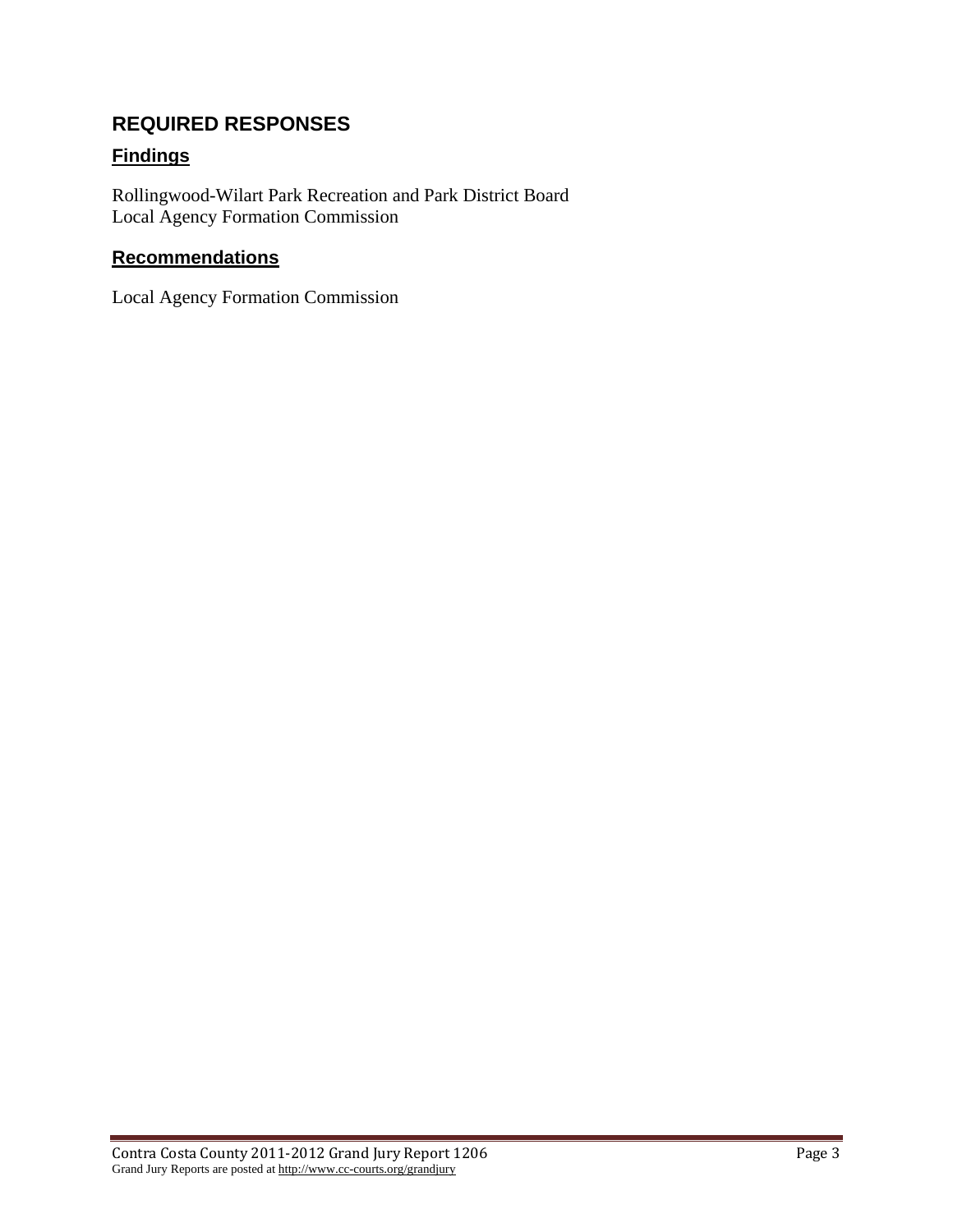## REQUIRED RESPONSES

### Findings

Rollingwood-Wilart Park Recreation and Park District Board
Local Agency Formation Commission

### Recommendations

Local Agency Formation Commission